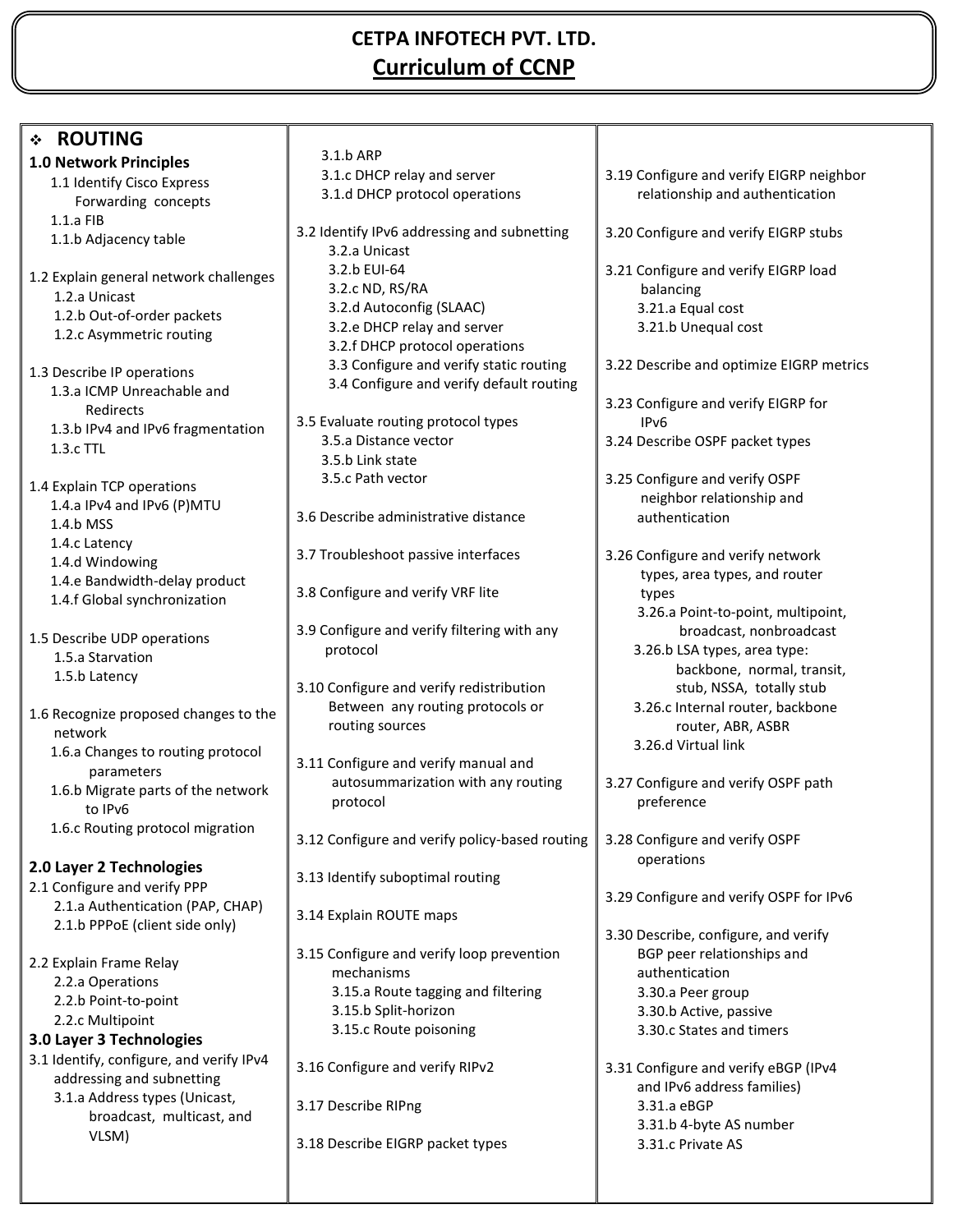# CETPA INFOTECH PVT. LTD.

## Curriculum of CCNP

### ❖ ROUTING

**1.0 Network Principles**

- 1.1 Identify Cisco Express Forwarding concepts
  - 1.1.a FIB
  - 1.1.b Adjacency table
- 1.2 Explain general network challenges
  - 1.2.a Unicast
  - 1.2.b Out-of-order packets
  - 1.2.c Asymmetric routing
- 1.3 Describe IP operations
  - 1.3.a ICMP Unreachable and Redirects
  - 1.3.b IPv4 and IPv6 fragmentation
  - 1.3.c TTL
- 1.4 Explain TCP operations
  - 1.4.a IPv4 and IPv6 (P)MTU
  - 1.4.b MSS
  - 1.4.c Latency
  - 1.4.d Windowing
  - 1.4.e Bandwidth-delay product
  - 1.4.f Global synchronization
- 1.5 Describe UDP operations
  - 1.5.a Starvation
  - 1.5.b Latency
- 1.6 Recognize proposed changes to the network
  - 1.6.a Changes to routing protocol parameters
  - 1.6.b Migrate parts of the network to IPv6
  - 1.6.c Routing protocol migration

**2.0 Layer 2 Technologies**

- 2.1 Configure and verify PPP
  - 2.1.a Authentication (PAP, CHAP)
  - 2.1.b PPPoE (client side only)
- 2.2 Explain Frame Relay
  - 2.2.a Operations
  - 2.2.b Point-to-point
  - 2.2.c Multipoint

**3.0 Layer 3 Technologies**

- 3.1 Identify, configure, and verify IPv4 addressing and subnetting
  - 3.1.a Address types (Unicast, broadcast, multicast, and VLSM)
  - 3.1.b ARP
  - 3.1.c DHCP relay and server
  - 3.1.d DHCP protocol operations
- 3.2 Identify IPv6 addressing and subnetting
  - 3.2.a Unicast
  - 3.2.b EUI-64
  - 3.2.c ND, RS/RA
  - 3.2.d Autoconfig (SLAAC)
  - 3.2.e DHCP relay and server
  - 3.2.f DHCP protocol operations
  - 3.3 Configure and verify static routing
  - 3.4 Configure and verify default routing
- 3.5 Evaluate routing protocol types
  - 3.5.a Distance vector
  - 3.5.b Link state
  - 3.5.c Path vector
- 3.6 Describe administrative distance
- 3.7 Troubleshoot passive interfaces
- 3.8 Configure and verify VRF lite
- 3.9 Configure and verify filtering with any protocol
- 3.10 Configure and verify redistribution Between any routing protocols or routing sources
- 3.11 Configure and verify manual and autosummarization with any routing protocol
- 3.12 Configure and verify policy-based routing
- 3.13 Identify suboptimal routing
- 3.14 Explain ROUTE maps
- 3.15 Configure and verify loop prevention mechanisms
  - 3.15.a Route tagging and filtering
  - 3.15.b Split-horizon
  - 3.15.c Route poisoning
- 3.16 Configure and verify RIPv2
- 3.17 Describe RIPng
- 3.18 Describe EIGRP packet types
- 3.19 Configure and verify EIGRP neighbor relationship and authentication
- 3.20 Configure and verify EIGRP stubs
- 3.21 Configure and verify EIGRP load balancing
  - 3.21.a Equal cost
  - 3.21.b Unequal cost
- 3.22 Describe and optimize EIGRP metrics
- 3.23 Configure and verify EIGRP for IPv6
- 3.24 Describe OSPF packet types
- 3.25 Configure and verify OSPF neighbor relationship and authentication
- 3.26 Configure and verify network types, area types, and router types
  - 3.26.a Point-to-point, multipoint, broadcast, nonbroadcast
  - 3.26.b LSA types, area type: backbone, normal, transit, stub, NSSA, totally stub
  - 3.26.c Internal router, backbone router, ABR, ASBR
  - 3.26.d Virtual link
- 3.27 Configure and verify OSPF path preference
- 3.28 Configure and verify OSPF operations
- 3.29 Configure and verify OSPF for IPv6
- 3.30 Describe, configure, and verify BGP peer relationships and authentication
  - 3.30.a Peer group
  - 3.30.b Active, passive
  - 3.30.c States and timers
- 3.31 Configure and verify eBGP (IPv4 and IPv6 address families)
  - 3.31.a eBGP
  - 3.31.b 4-byte AS number
  - 3.31.c Private AS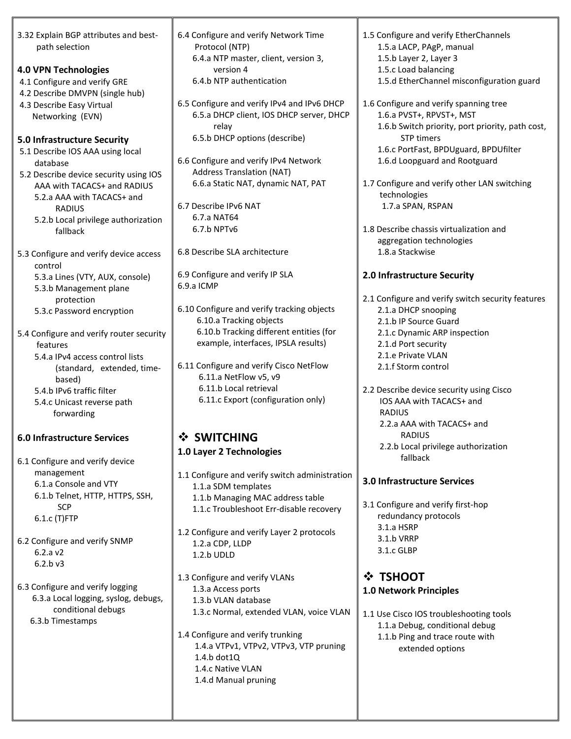3.32 Explain BGP attributes and best-path selection

**4.0 VPN Technologies**

4.1 Configure and verify GRE
4.2 Describe DMVPN (single hub)
4.3 Describe Easy Virtual Networking (EVN)

**5.0 Infrastructure Security**

5.1 Describe IOS AAA using local database
5.2 Describe device security using IOS AAA with TACACS+ and RADIUS
- 5.2.a AAA with TACACS+ and RADIUS
- 5.2.b Local privilege authorization fallback

5.3 Configure and verify device access control
- 5.3.a Lines (VTY, AUX, console)
- 5.3.b Management plane protection
- 5.3.c Password encryption

5.4 Configure and verify router security features
- 5.4.a IPv4 access control lists (standard, extended, time-based)
- 5.4.b IPv6 traffic filter
- 5.4.c Unicast reverse path forwarding

**6.0 Infrastructure Services**

6.1 Configure and verify device management
- 6.1.a Console and VTY
- 6.1.b Telnet, HTTP, HTTPS, SSH, SCP
- 6.1.c (T)FTP

6.2 Configure and verify SNMP
- 6.2.a v2
- 6.2.b v3

6.3 Configure and verify logging
- 6.3.a Local logging, syslog, debugs, conditional debugs
- 6.3.b Timestamps

6.4 Configure and verify Network Time Protocol (NTP)
- 6.4.a NTP master, client, version 3, version 4
- 6.4.b NTP authentication

6.5 Configure and verify IPv4 and IPv6 DHCP
- 6.5.a DHCP client, IOS DHCP server, DHCP relay
- 6.5.b DHCP options (describe)

6.6 Configure and verify IPv4 Network Address Translation (NAT)
- 6.6.a Static NAT, dynamic NAT, PAT

6.7 Describe IPv6 NAT
- 6.7.a NAT64
- 6.7.b NPTv6

6.8 Describe SLA architecture

6.9 Configure and verify IP SLA
6.9.a ICMP

6.10 Configure and verify tracking objects
- 6.10.a Tracking objects
- 6.10.b Tracking different entities (for example, interfaces, IPSLA results)

6.11 Configure and verify Cisco NetFlow
- 6.11.a NetFlow v5, v9
- 6.11.b Local retrieval
- 6.11.c Export (configuration only)

## ❖ SWITCHING

**1.0 Layer 2 Technologies**

1.1 Configure and verify switch administration
- 1.1.a SDM templates
- 1.1.b Managing MAC address table
- 1.1.c Troubleshoot Err-disable recovery

1.2 Configure and verify Layer 2 protocols
- 1.2.a CDP, LLDP
- 1.2.b UDLD

1.3 Configure and verify VLANs
- 1.3.a Access ports
- 1.3.b VLAN database
- 1.3.c Normal, extended VLAN, voice VLAN

1.4 Configure and verify trunking
- 1.4.a VTPv1, VTPv2, VTPv3, VTP pruning
- 1.4.b dot1Q
- 1.4.c Native VLAN
- 1.4.d Manual pruning

1.5 Configure and verify EtherChannels
- 1.5.a LACP, PAgP, manual
- 1.5.b Layer 2, Layer 3
- 1.5.c Load balancing
- 1.5.d EtherChannel misconfiguration guard

1.6 Configure and verify spanning tree
- 1.6.a PVST+, RPVST+, MST
- 1.6.b Switch priority, port priority, path cost, STP timers
- 1.6.c PortFast, BPDUguard, BPDUfilter
- 1.6.d Loopguard and Rootguard

1.7 Configure and verify other LAN switching technologies
- 1.7.a SPAN, RSPAN

1.8 Describe chassis virtualization and aggregation technologies
- 1.8.a Stackwise

**2.0 Infrastructure Security**

2.1 Configure and verify switch security features
- 2.1.a DHCP snooping
- 2.1.b IP Source Guard
- 2.1.c Dynamic ARP inspection
- 2.1.d Port security
- 2.1.e Private VLAN
- 2.1.f Storm control

2.2 Describe device security using Cisco IOS AAA with TACACS+ and RADIUS
- 2.2.a AAA with TACACS+ and RADIUS
- 2.2.b Local privilege authorization fallback

**3.0 Infrastructure Services**

3.1 Configure and verify first-hop redundancy protocols
- 3.1.a HSRP
- 3.1.b VRRP
- 3.1.c GLBP

## ❖ TSHOOT

**1.0 Network Principles**

1.1 Use Cisco IOS troubleshooting tools
- 1.1.a Debug, conditional debug
- 1.1.b Ping and trace route with extended options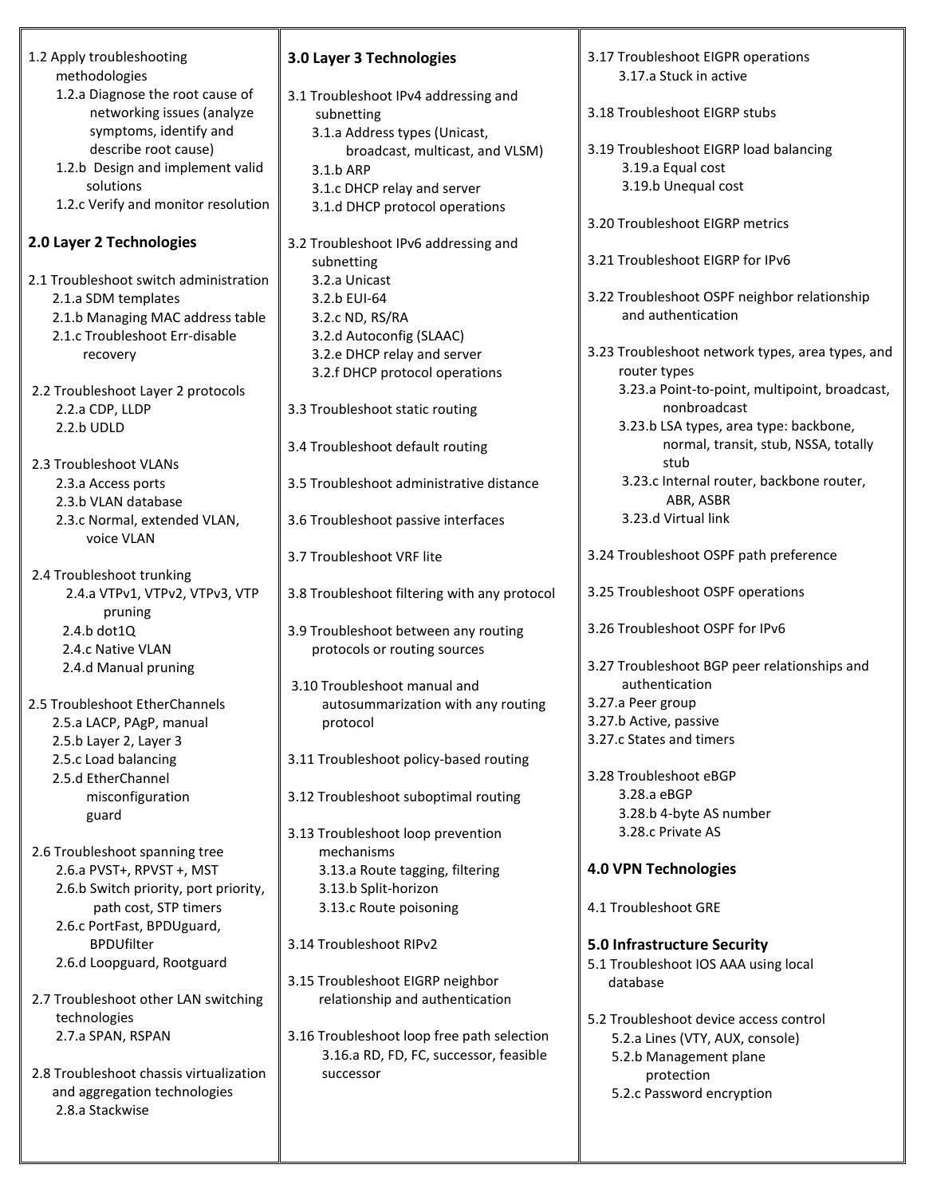- 1.2 Apply troubleshooting methodologies
  - 1.2.a Diagnose the root cause of networking issues (analyze symptoms, identify and describe root cause)
  - 1.2.b Design and implement valid solutions
  - 1.2.c Verify and monitor resolution

## 2.0 Layer 2 Technologies

- 2.1 Troubleshoot switch administration
  - 2.1.a SDM templates
  - 2.1.b Managing MAC address table
  - 2.1.c Troubleshoot Err-disable recovery
- 2.2 Troubleshoot Layer 2 protocols
  - 2.2.a CDP, LLDP
  - 2.2.b UDLD
- 2.3 Troubleshoot VLANs
  - 2.3.a Access ports
  - 2.3.b VLAN database
  - 2.3.c Normal, extended VLAN, voice VLAN
- 2.4 Troubleshoot trunking
  - 2.4.a VTPv1, VTPv2, VTPv3, VTP pruning
  - 2.4.b dot1Q
  - 2.4.c Native VLAN
  - 2.4.d Manual pruning
- 2.5 Troubleshoot EtherChannels
  - 2.5.a LACP, PAgP, manual
  - 2.5.b Layer 2, Layer 3
  - 2.5.c Load balancing
  - 2.5.d EtherChannel misconfiguration guard
- 2.6 Troubleshoot spanning tree
  - 2.6.a PVST+, RPVST +, MST
  - 2.6.b Switch priority, port priority, path cost, STP timers
  - 2.6.c PortFast, BPDUguard, BPDUfilter
  - 2.6.d Loopguard, Rootguard
- 2.7 Troubleshoot other LAN switching technologies
  - 2.7.a SPAN, RSPAN
- 2.8 Troubleshoot chassis virtualization and aggregation technologies
  - 2.8.a Stackwise

## 3.0 Layer 3 Technologies

- 3.1 Troubleshoot IPv4 addressing and subnetting
  - 3.1.a Address types (Unicast, broadcast, multicast, and VLSM)
  - 3.1.b ARP
  - 3.1.c DHCP relay and server
  - 3.1.d DHCP protocol operations
- 3.2 Troubleshoot IPv6 addressing and subnetting
  - 3.2.a Unicast
  - 3.2.b EUI-64
  - 3.2.c ND, RS/RA
  - 3.2.d Autoconfig (SLAAC)
  - 3.2.e DHCP relay and server
  - 3.2.f DHCP protocol operations
- 3.3 Troubleshoot static routing
- 3.4 Troubleshoot default routing
- 3.5 Troubleshoot administrative distance
- 3.6 Troubleshoot passive interfaces
- 3.7 Troubleshoot VRF lite
- 3.8 Troubleshoot filtering with any protocol
- 3.9 Troubleshoot between any routing protocols or routing sources
- 3.10 Troubleshoot manual and autosummarization with any routing protocol
- 3.11 Troubleshoot policy-based routing
- 3.12 Troubleshoot suboptimal routing
- 3.13 Troubleshoot loop prevention mechanisms
  - 3.13.a Route tagging, filtering
  - 3.13.b Split-horizon
  - 3.13.c Route poisoning
- 3.14 Troubleshoot RIPv2
- 3.15 Troubleshoot EIGRP neighbor relationship and authentication
- 3.16 Troubleshoot loop free path selection
  - 3.16.a RD, FD, FC, successor, feasible successor
- 3.17 Troubleshoot EIGPR operations
  - 3.17.a Stuck in active
- 3.18 Troubleshoot EIGRP stubs
- 3.19 Troubleshoot EIGRP load balancing
  - 3.19.a Equal cost
  - 3.19.b Unequal cost
- 3.20 Troubleshoot EIGRP metrics
- 3.21 Troubleshoot EIGRP for IPv6
- 3.22 Troubleshoot OSPF neighbor relationship and authentication
- 3.23 Troubleshoot network types, area types, and router types
  - 3.23.a Point-to-point, multipoint, broadcast, nonbroadcast
  - 3.23.b LSA types, area type: backbone, normal, transit, stub, NSSA, totally stub
  - 3.23.c Internal router, backbone router, ABR, ASBR
  - 3.23.d Virtual link
- 3.24 Troubleshoot OSPF path preference
- 3.25 Troubleshoot OSPF operations
- 3.26 Troubleshoot OSPF for IPv6
- 3.27 Troubleshoot BGP peer relationships and authentication
  - 3.27.a Peer group
  - 3.27.b Active, passive
  - 3.27.c States and timers
- 3.28 Troubleshoot eBGP
  - 3.28.a eBGP
  - 3.28.b 4-byte AS number
  - 3.28.c Private AS

## 4.0 VPN Technologies

- 4.1 Troubleshoot GRE

## 5.0 Infrastructure Security

- 5.1 Troubleshoot IOS AAA using local database
- 5.2 Troubleshoot device access control
  - 5.2.a Lines (VTY, AUX, console)
  - 5.2.b Management plane protection
  - 5.2.c Password encryption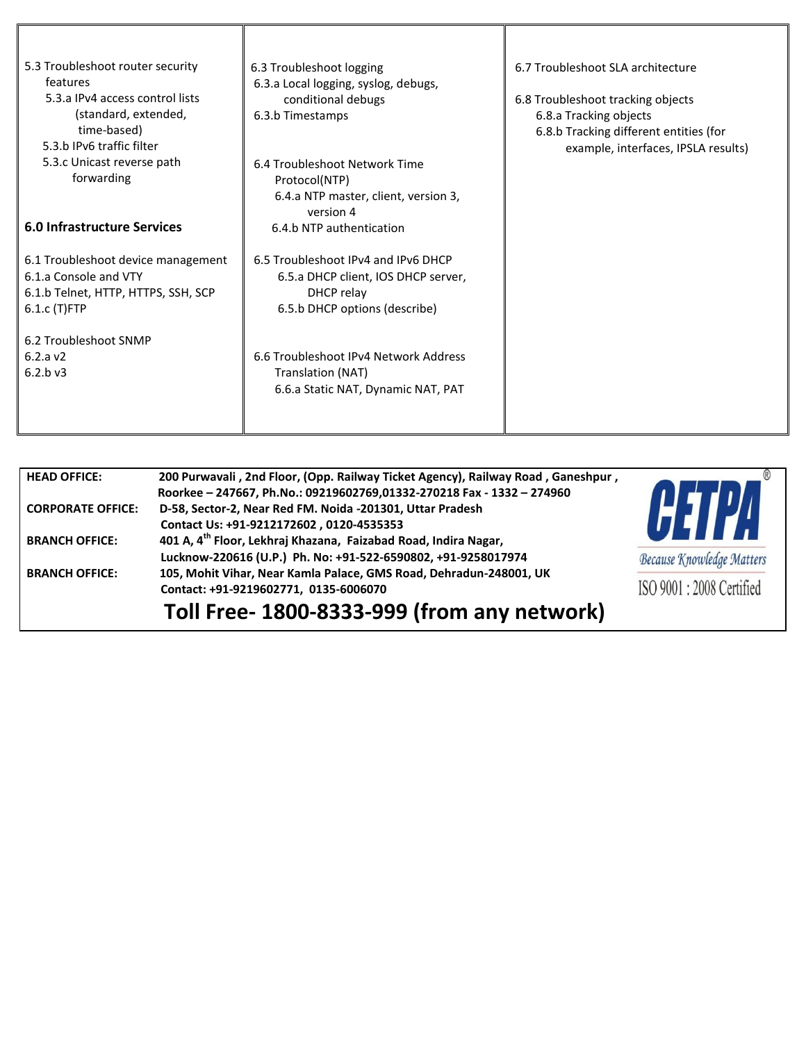5.3 Troubleshoot router security features

- 5.3.a IPv4 access control lists (standard, extended, time-based)
- 5.3.b IPv6 traffic filter
- 5.3.c Unicast reverse path forwarding

**6.0 Infrastructure Services**

6.1 Troubleshoot device management

- 6.1.a Console and VTY
- 6.1.b Telnet, HTTP, HTTPS, SSH, SCP
- 6.1.c (T)FTP

6.2 Troubleshoot SNMP

- 6.2.a v2
- 6.2.b v3

6.3 Troubleshoot logging

- 6.3.a Local logging, syslog, debugs, conditional debugs
- 6.3.b Timestamps

6.4 Troubleshoot Network Time Protocol(NTP)

- 6.4.a NTP master, client, version 3, version 4
- 6.4.b NTP authentication

6.5 Troubleshoot IPv4 and IPv6 DHCP

- 6.5.a DHCP client, IOS DHCP server, DHCP relay
- 6.5.b DHCP options (describe)

6.6 Troubleshoot IPv4 Network Address Translation (NAT)

- 6.6.a Static NAT, Dynamic NAT, PAT

6.7 Troubleshoot SLA architecture

6.8 Troubleshoot tracking objects

- 6.8.a Tracking objects
- 6.8.b Tracking different entities (for example, interfaces, IPSLA results)

| | |
|---|---|
| **HEAD OFFICE:** | **200 Purwavali , 2nd Floor, (Opp. Railway Ticket Agency), Railway Road , Ganeshpur , Roorkee – 247667, Ph.No.: 09219602769,01332-270218 Fax - 1332 – 274960** |
| **CORPORATE OFFICE:** | **D-58, Sector-2, Near Red FM. Noida -201301, Uttar Pradesh Contact Us: +91-9212172602 , 0120-4535353** |
| **BRANCH OFFICE:** | **401 A, 4th Floor, Lekhraj Khazana, Faizabad Road, Indira Nagar, Lucknow-226016 (U.P.) Ph. No: +91-522-6590802, +91-9258017974** |
| **BRANCH OFFICE:** | **105, Mohit Vihar, Near Kamla Palace, GMS Road, Dehradun-248001, UK Contact: +91-9219602771, 0135-6006070** |

**Toll Free- 1800-8333-999 (from any network)**

CETPA®

*Because Knowledge Matters*

ISO 9001 : 2008 Certified